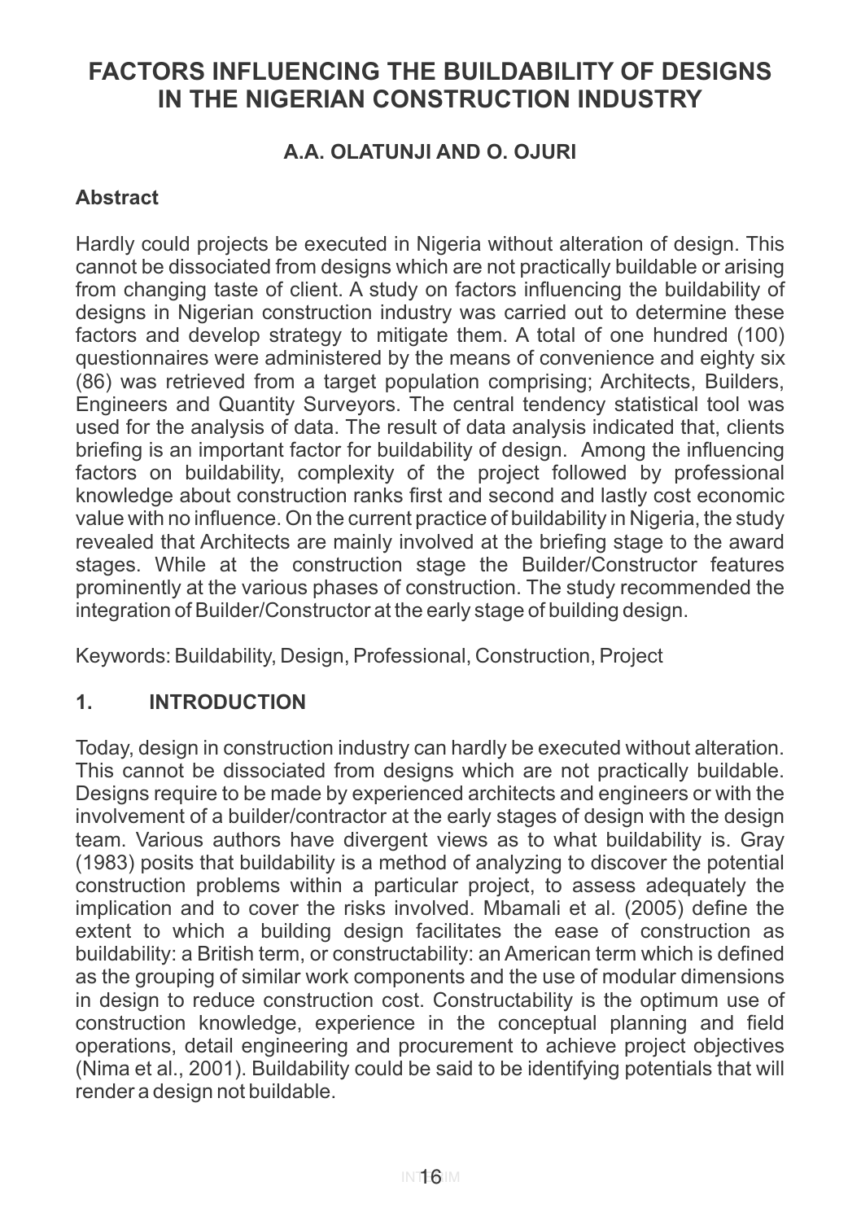# FACTORS INFLUENCING THE BUILDABILITY OF DESIGNS IN THE NIGERIAN CONSTRUCTION INDUSTRY

**A.A. OLATUNJI AND O. OJURI**

## Abstract

Hardly could projects be executed in Nigeria without alteration of design. This cannot be dissociated from designs which are not practically buildable or arising from changing taste of client. A study on factors influencing the buildability of designs in Nigerian construction industry was carried out to determine these factors and develop strategy to mitigate them. A total of one hundred (100) questionnaires were administered by the means of convenience and eighty six (86) was retrieved from a target population comprising; Architects, Builders, Engineers and Quantity Surveyors. The central tendency statistical tool was used for the analysis of data. The result of data analysis indicated that, clients briefing is an important factor for buildability of design. Among the influencing factors on buildability, complexity of the project followed by professional knowledge about construction ranks first and second and lastly cost economic value with no influence. On the current practice of buildability in Nigeria, the study revealed that Architects are mainly involved at the briefing stage to the award stages. While at the construction stage the Builder/Constructor features prominently at the various phases of construction. The study recommended the integration of Builder/Constructor at the early stage of building design.

Keywords: Buildability, Design, Professional, Construction, Project

## 1. INTRODUCTION

Today, design in construction industry can hardly be executed without alteration. This cannot be dissociated from designs which are not practically buildable. Designs require to be made by experienced architects and engineers or with the involvement of a builder/contractor at the early stages of design with the design team. Various authors have divergent views as to what buildability is. Gray (1983) posits that buildability is a method of analyzing to discover the potential construction problems within a particular project, to assess adequately the implication and to cover the risks involved. Mbamali et al. (2005) define the extent to which a building design facilitates the ease of construction as buildability: a British term, or constructability: an American term which is defined as the grouping of similar work components and the use of modular dimensions in design to reduce construction cost. Constructability is the optimum use of construction knowledge, experience in the conceptual planning and field operations, detail engineering and procurement to achieve project objectives (Nima et al., 2001). Buildability could be said to be identifying potentials that will render a design not buildable.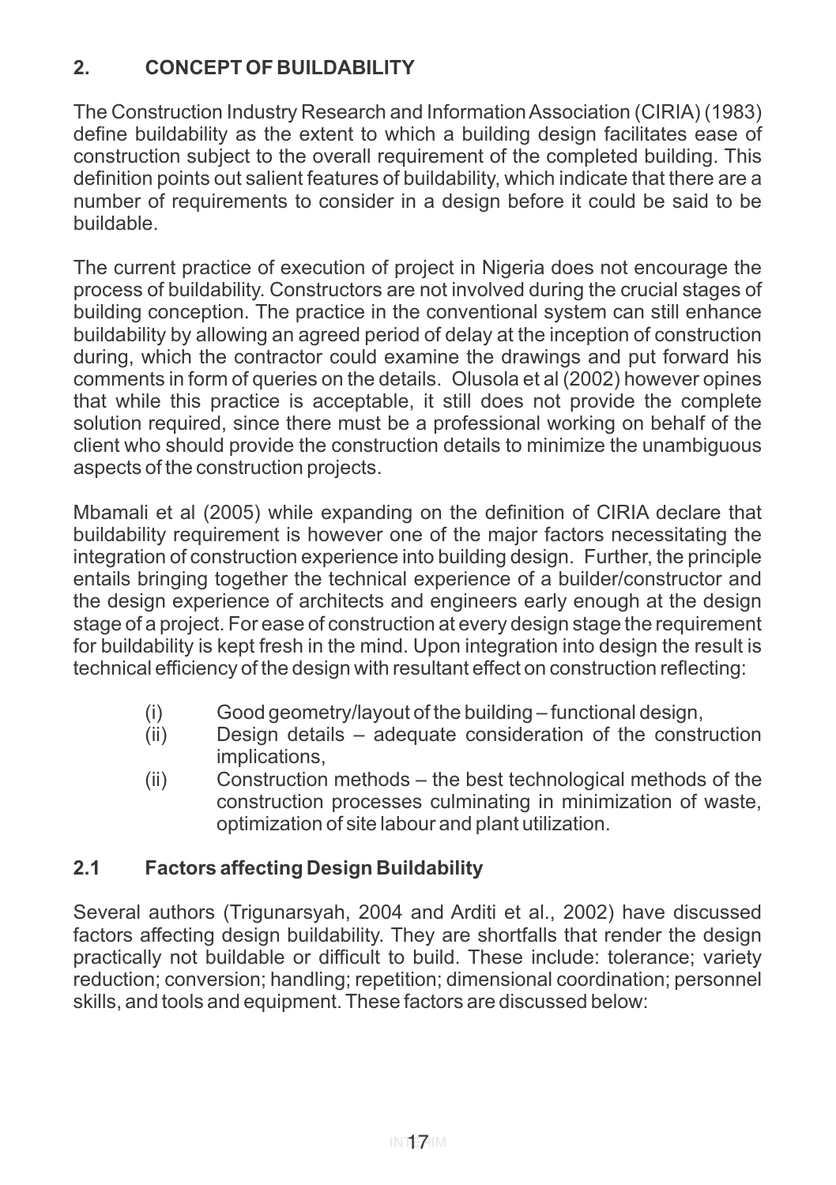## 2. CONCEPT OF BUILDABILITY

The Construction Industry Research and Information Association (CIRIA) (1983) define buildability as the extent to which a building design facilitates ease of construction subject to the overall requirement of the completed building. This definition points out salient features of buildability, which indicate that there are a number of requirements to consider in a design before it could be said to be buildable.

The current practice of execution of project in Nigeria does not encourage the process of buildability. Constructors are not involved during the crucial stages of building conception. The practice in the conventional system can still enhance buildability by allowing an agreed period of delay at the inception of construction during, which the contractor could examine the drawings and put forward his comments in form of queries on the details. Olusola et al (2002) however opines that while this practice is acceptable, it still does not provide the complete solution required, since there must be a professional working on behalf of the client who should provide the construction details to minimize the unambiguous aspects of the construction projects.

Mbamali et al (2005) while expanding on the definition of CIRIA declare that buildability requirement is however one of the major factors necessitating the integration of construction experience into building design. Further, the principle entails bringing together the technical experience of a builder/constructor and the design experience of architects and engineers early enough at the design stage of a project. For ease of construction at every design stage the requirement for buildability is kept fresh in the mind. Upon integration into design the result is technical efficiency of the design with resultant effect on construction reflecting:

- (i) Good geometry/layout of the building – functional design,
- (ii) Design details – adequate consideration of the construction implications,
- (ii) Construction methods – the best technological methods of the construction processes culminating in minimization of waste, optimization of site labour and plant utilization.

### 2.1 Factors affecting Design Buildability

Several authors (Trigunarsyah, 2004 and Arditi et al., 2002) have discussed factors affecting design buildability. They are shortfalls that render the design practically not buildable or difficult to build. These include: tolerance; variety reduction; conversion; handling; repetition; dimensional coordination; personnel skills, and tools and equipment. These factors are discussed below: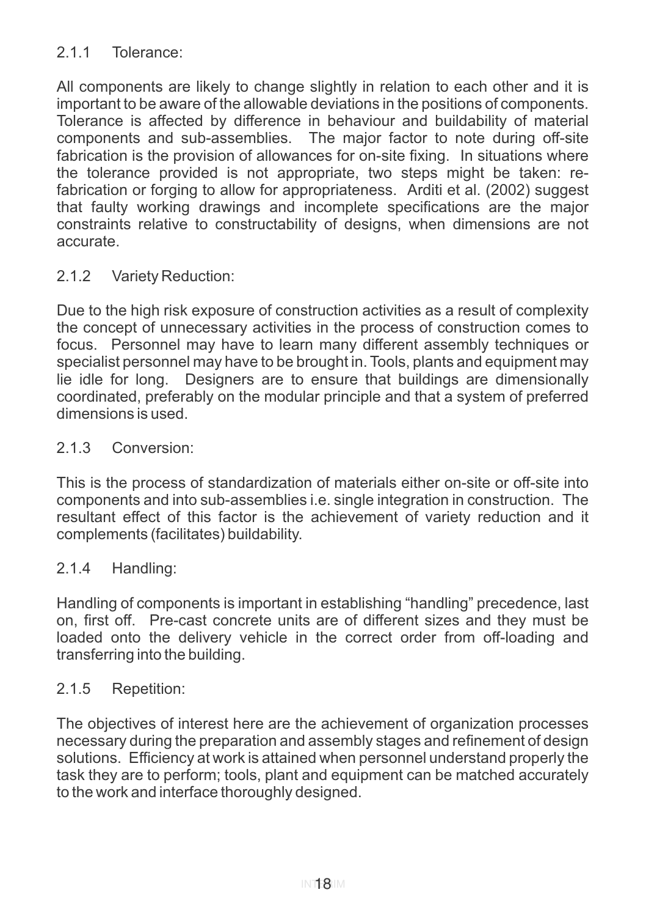### 2.1.1 Tolerance:

All components are likely to change slightly in relation to each other and it is important to be aware of the allowable deviations in the positions of components. Tolerance is affected by difference in behaviour and buildability of material components and sub-assemblies. The major factor to note during off-site fabrication is the provision of allowances for on-site fixing. In situations where the tolerance provided is not appropriate, two steps might be taken: re-fabrication or forging to allow for appropriateness. Arditi et al. (2002) suggest that faulty working drawings and incomplete specifications are the major constraints relative to constructability of designs, when dimensions are not accurate.

### 2.1.2 Variety Reduction:

Due to the high risk exposure of construction activities as a result of complexity the concept of unnecessary activities in the process of construction comes to focus. Personnel may have to learn many different assembly techniques or specialist personnel may have to be brought in. Tools, plants and equipment may lie idle for long. Designers are to ensure that buildings are dimensionally coordinated, preferably on the modular principle and that a system of preferred dimensions is used.

### 2.1.3 Conversion:

This is the process of standardization of materials either on-site or off-site into components and into sub-assemblies i.e. single integration in construction. The resultant effect of this factor is the achievement of variety reduction and it complements (facilitates) buildability.

### 2.1.4 Handling:

Handling of components is important in establishing "handling" precedence, last on, first off. Pre-cast concrete units are of different sizes and they must be loaded onto the delivery vehicle in the correct order from off-loading and transferring into the building.

### 2.1.5 Repetition:

The objectives of interest here are the achievement of organization processes necessary during the preparation and assembly stages and refinement of design solutions. Efficiency at work is attained when personnel understand properly the task they are to perform; tools, plant and equipment can be matched accurately to the work and interface thoroughly designed.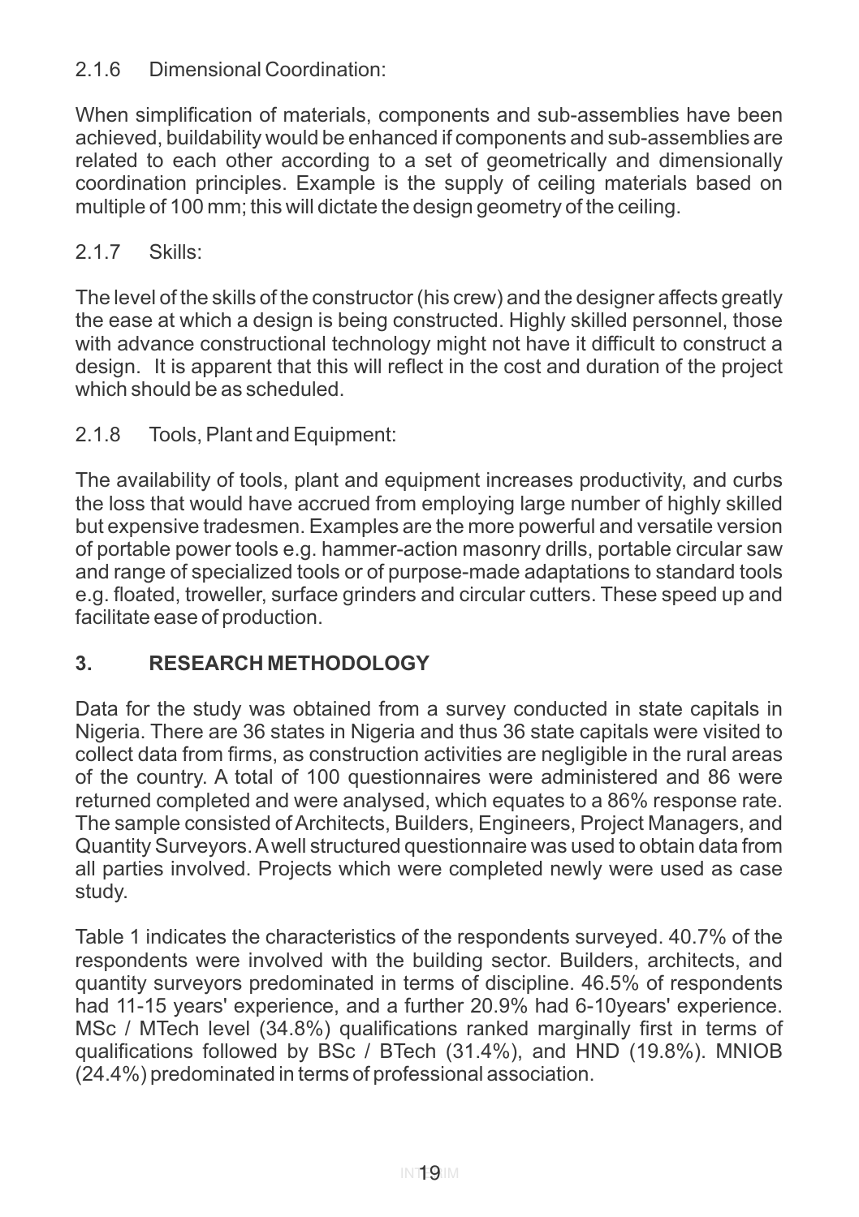#### 2.1.6 Dimensional Coordination:

When simplification of materials, components and sub-assemblies have been achieved, buildability would be enhanced if components and sub-assemblies are related to each other according to a set of geometrically and dimensionally coordination principles. Example is the supply of ceiling materials based on multiple of 100 mm; this will dictate the design geometry of the ceiling.

#### 2.1.7 Skills:

The level of the skills of the constructor (his crew) and the designer affects greatly the ease at which a design is being constructed. Highly skilled personnel, those with advance constructional technology might not have it difficult to construct a design. It is apparent that this will reflect in the cost and duration of the project which should be as scheduled.

#### 2.1.8 Tools, Plant and Equipment:

The availability of tools, plant and equipment increases productivity, and curbs the loss that would have accrued from employing large number of highly skilled but expensive tradesmen. Examples are the more powerful and versatile version of portable power tools e.g. hammer-action masonry drills, portable circular saw and range of specialized tools or of purpose-made adaptations to standard tools e.g. floated, troweller, surface grinders and circular cutters. These speed up and facilitate ease of production.

## 3. RESEARCH METHODOLOGY

Data for the study was obtained from a survey conducted in state capitals in Nigeria. There are 36 states in Nigeria and thus 36 state capitals were visited to collect data from firms, as construction activities are negligible in the rural areas of the country. A total of 100 questionnaires were administered and 86 were returned completed and were analysed, which equates to a 86% response rate. The sample consisted of Architects, Builders, Engineers, Project Managers, and Quantity Surveyors. A well structured questionnaire was used to obtain data from all parties involved. Projects which were completed newly were used as case study.

Table 1 indicates the characteristics of the respondents surveyed. 40.7% of the respondents were involved with the building sector. Builders, architects, and quantity surveyors predominated in terms of discipline. 46.5% of respondents had 11-15 years' experience, and a further 20.9% had 6-10years' experience. MSc / MTech level (34.8%) qualifications ranked marginally first in terms of qualifications followed by BSc / BTech (31.4%), and HND (19.8%). MNIOB (24.4%) predominated in terms of professional association.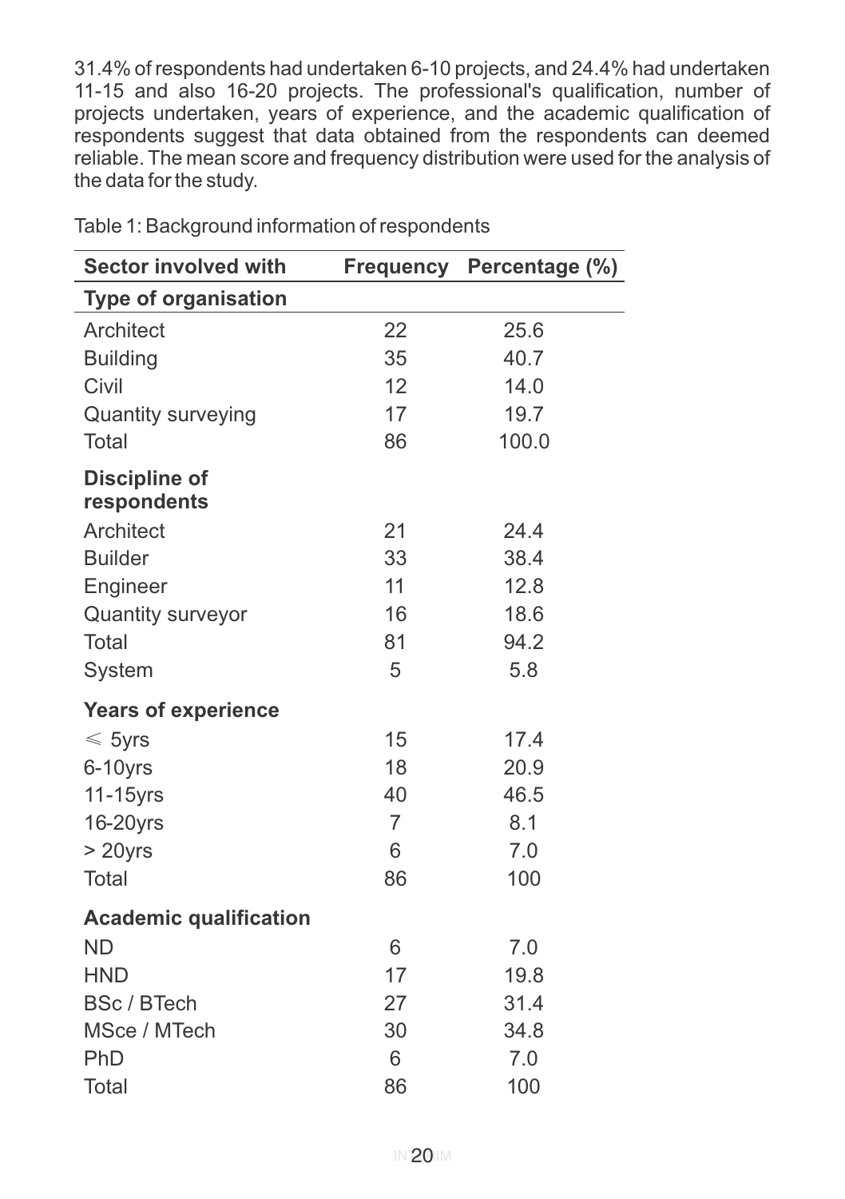31.4% of respondents had undertaken 6-10 projects, and 24.4% had undertaken 11-15 and also 16-20 projects. The professional's qualification, number of projects undertaken, years of experience, and the academic qualification of respondents suggest that data obtained from the respondents can deemed reliable. The mean score and frequency distribution were used for the analysis of the data for the study.

Table 1: Background information of respondents

| Sector involved with | Frequency | Percentage (%) |
|---|---|---|
| **Type of organisation** | | |
| Architect | 22 | 25.6 |
| Building | 35 | 40.7 |
| Civil | 12 | 14.0 |
| Quantity surveying | 17 | 19.7 |
| Total | 86 | 100.0 |
| **Discipline of respondents** | | |
| Architect | 21 | 24.4 |
| Builder | 33 | 38.4 |
| Engineer | 11 | 12.8 |
| Quantity surveyor | 16 | 18.6 |
| Total | 81 | 94.2 |
| System | 5 | 5.8 |
| **Years of experience** | | |
| $\leqslant$ 5yrs | 15 | 17.4 |
| 6-10yrs | 18 | 20.9 |
| 11-15yrs | 40 | 46.5 |
| 16-20yrs | 7 | 8.1 |
| > 20yrs | 6 | 7.0 |
| Total | 86 | 100 |
| **Academic qualification** | | |
| ND | 6 | 7.0 |
| HND | 17 | 19.8 |
| BSc / BTech | 27 | 31.4 |
| MSce / MTech | 30 | 34.8 |
| PhD | 6 | 7.0 |
| Total | 86 | 100 |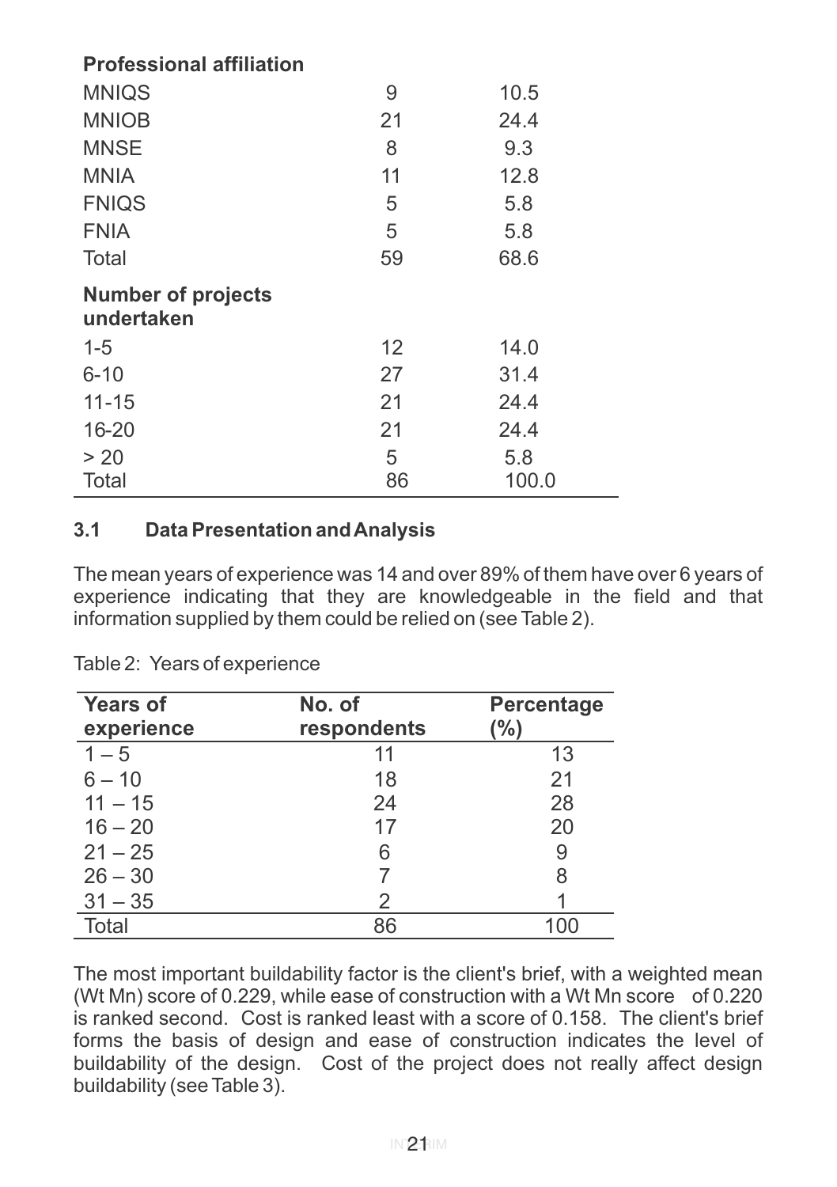| | | |
|---|---|---|
| **Professional affiliation** | | |
| MNIQS | 9 | 10.5 |
| MNIOB | 21 | 24.4 |
| MNSE | 8 | 9.3 |
| MNIA | 11 | 12.8 |
| FNIQS | 5 | 5.8 |
| FNIA | 5 | 5.8 |
| Total | 59 | 68.6 |
| **Number of projects undertaken** | | |
| 1-5 | 12 | 14.0 |
| 6-10 | 27 | 31.4 |
| 11-15 | 21 | 24.4 |
| 16-20 | 21 | 24.4 |
| > 20 | 5 | 5.8 |
| Total | 86 | 100.0 |

### 3.1 Data Presentation and Analysis

The mean years of experience was 14 and over 89% of them have over 6 years of experience indicating that they are knowledgeable in the field and that information supplied by them could be relied on (see Table 2).

Table 2: Years of experience

| Years of experience | No. of respondents | Percentage (%) |
|---|---|---|
| 1 – 5 | 11 | 13 |
| 6 – 10 | 18 | 21 |
| 11 – 15 | 24 | 28 |
| 16 – 20 | 17 | 20 |
| 21 – 25 | 6 | 9 |
| 26 – 30 | 7 | 8 |
| 31 – 35 | 2 | 1 |
| Total | 86 | 100 |

The most important buildability factor is the client's brief, with a weighted mean (Wt Mn) score of 0.229, while ease of construction with a Wt Mn score of 0.220 is ranked second. Cost is ranked least with a score of 0.158. The client's brief forms the basis of design and ease of construction indicates the level of buildability of the design. Cost of the project does not really affect design buildability (see Table 3).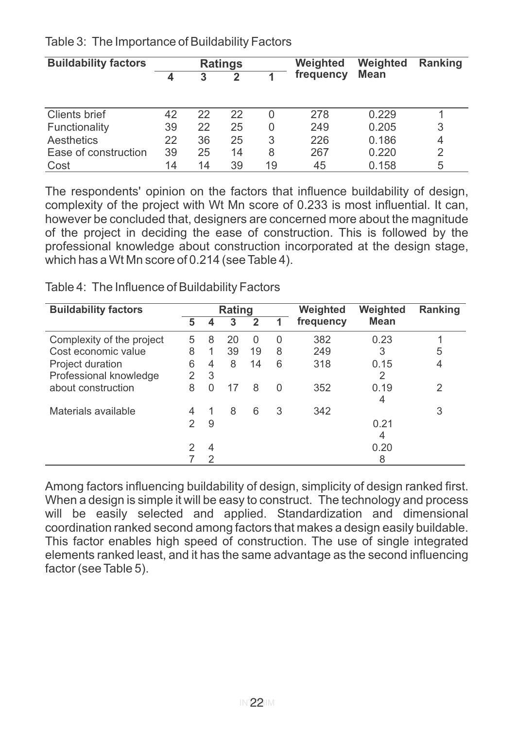Table 3: The Importance of Buildability Factors

| Buildability factors | Ratings | | | | Weighted frequency | Weighted Mean | Ranking |
|---|---|---|---|---|---|---|---|
| | 4 | 3 | 2 | 1 | | | |
| Clients brief | 42 | 22 | 22 | 0 | 278 | 0.229 | 1 |
| Functionality | 39 | 22 | 25 | 0 | 249 | 0.205 | 3 |
| Aesthetics | 22 | 36 | 25 | 3 | 226 | 0.186 | 4 |
| Ease of construction | 39 | 25 | 14 | 8 | 267 | 0.220 | 2 |
| Cost | 14 | 14 | 39 | 19 | 45 | 0.158 | 5 |

The respondents' opinion on the factors that influence buildability of design, complexity of the project with Wt Mn score of 0.233 is most influential. It can, however be concluded that, designers are concerned more about the magnitude of the project in deciding the ease of construction. This is followed by the professional knowledge about construction incorporated at the design stage, which has a Wt Mn score of 0.214 (see Table 4).

Table 4: The Influence of Buildability Factors

| Buildability factors | Rating | | | | | Weighted frequency | Weighted Mean | Ranking |
|---|---|---|---|---|---|---|---|---|
| | 5 | 4 | 3 | 2 | 1 | | | |
| Complexity of the project | 5 | 8 | 20 | 0 | 0 | 382 | 0.23 | 1 |
| Cost economic value | 8 | 1 | 39 | 19 | 8 | 249 | 3 | 5 |
| Project duration | 6 | 4 | 8 | 14 | 6 | 318 | 0.15 | 4 |
| Professional knowledge | 2 | 3 | | | | | 2 | |
| about construction | 8 | 0 | 17 | 8 | 0 | 352 | 0.19 | 2 |
| | | | | | | | 4 | |
| Materials available | 4 | 1 | 8 | 6 | 3 | 342 | | 3 |
| | 2 | 9 | | | | | 0.21 | |
| | | | | | | | 4 | |
| | 2 | 4 | | | | | 0.20 | |
| | 7 | 2 | | | | | 8 | |

Among factors influencing buildability of design, simplicity of design ranked first. When a design is simple it will be easy to construct. The technology and process will be easily selected and applied. Standardization and dimensional coordination ranked second among factors that makes a design easily buildable. This factor enables high speed of construction. The use of single integrated elements ranked least, and it has the same advantage as the second influencing factor (see Table 5).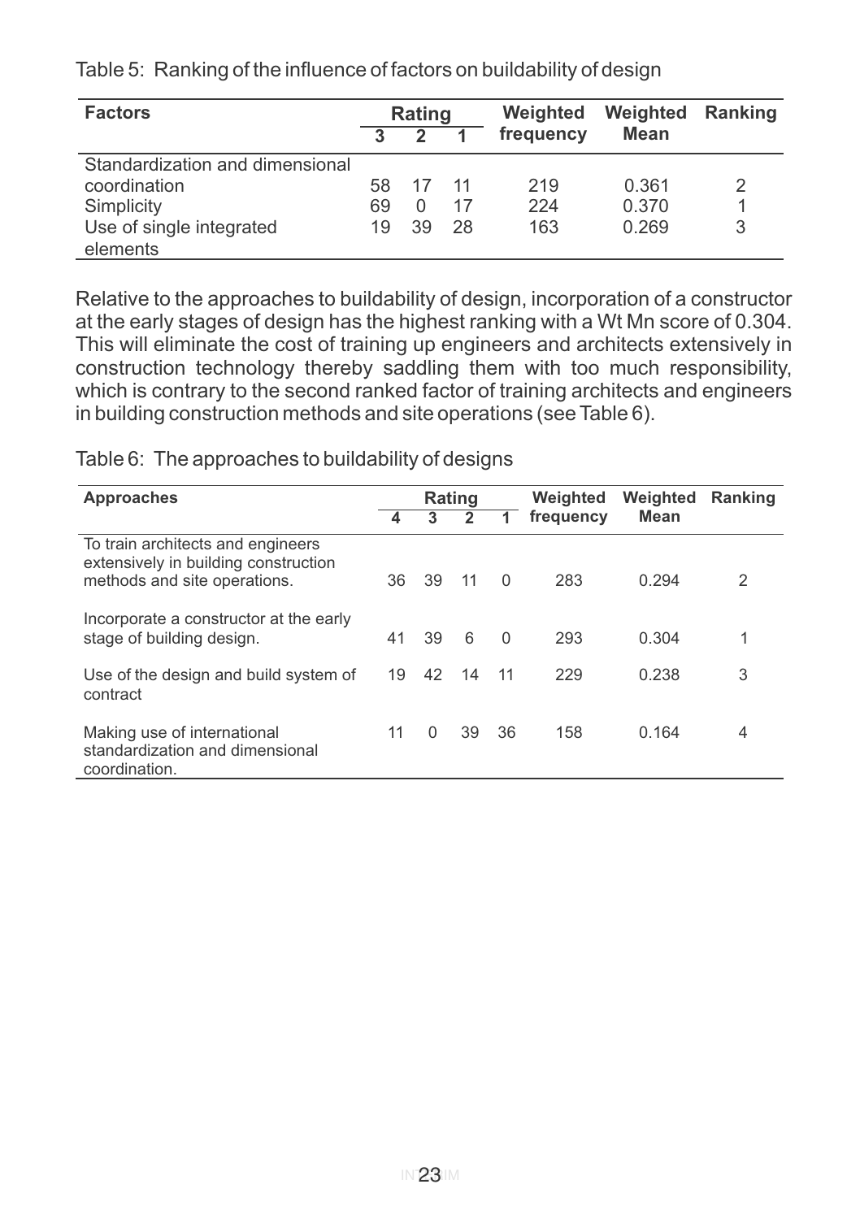Table 5: Ranking of the influence of factors on buildability of design

| Factors | Rating | | | Weighted frequency | Weighted Mean | Ranking |
|---|---|---|---|---|---|---|
| | 3 | 2 | 1 | | | |
| Standardization and dimensional coordination | 58 | 17 | 11 | 219 | 0.361 | 2 |
| Simplicity | 69 | 0 | 17 | 224 | 0.370 | 1 |
| Use of single integrated elements | 19 | 39 | 28 | 163 | 0.269 | 3 |

Relative to the approaches to buildability of design, incorporation of a constructor at the early stages of design has the highest ranking with a Wt Mn score of 0.304. This will eliminate the cost of training up engineers and architects extensively in construction technology thereby saddling them with too much responsibility, which is contrary to the second ranked factor of training architects and engineers in building construction methods and site operations (see Table 6).

Table 6: The approaches to buildability of designs

| Approaches | Rating | | | | Weighted frequency | Weighted Mean | Ranking |
|---|---|---|---|---|---|---|---|
| | 4 | 3 | 2 | 1 | | | |
| To train architects and engineers extensively in building construction methods and site operations. | 36 | 39 | 11 | 0 | 283 | 0.294 | 2 |
| Incorporate a constructor at the early stage of building design. | 41 | 39 | 6 | 0 | 293 | 0.304 | 1 |
| Use of the design and build system of contract | 19 | 42 | 14 | 11 | 229 | 0.238 | 3 |
| Making use of international standardization and dimensional coordination. | 11 | 0 | 39 | 36 | 158 | 0.164 | 4 |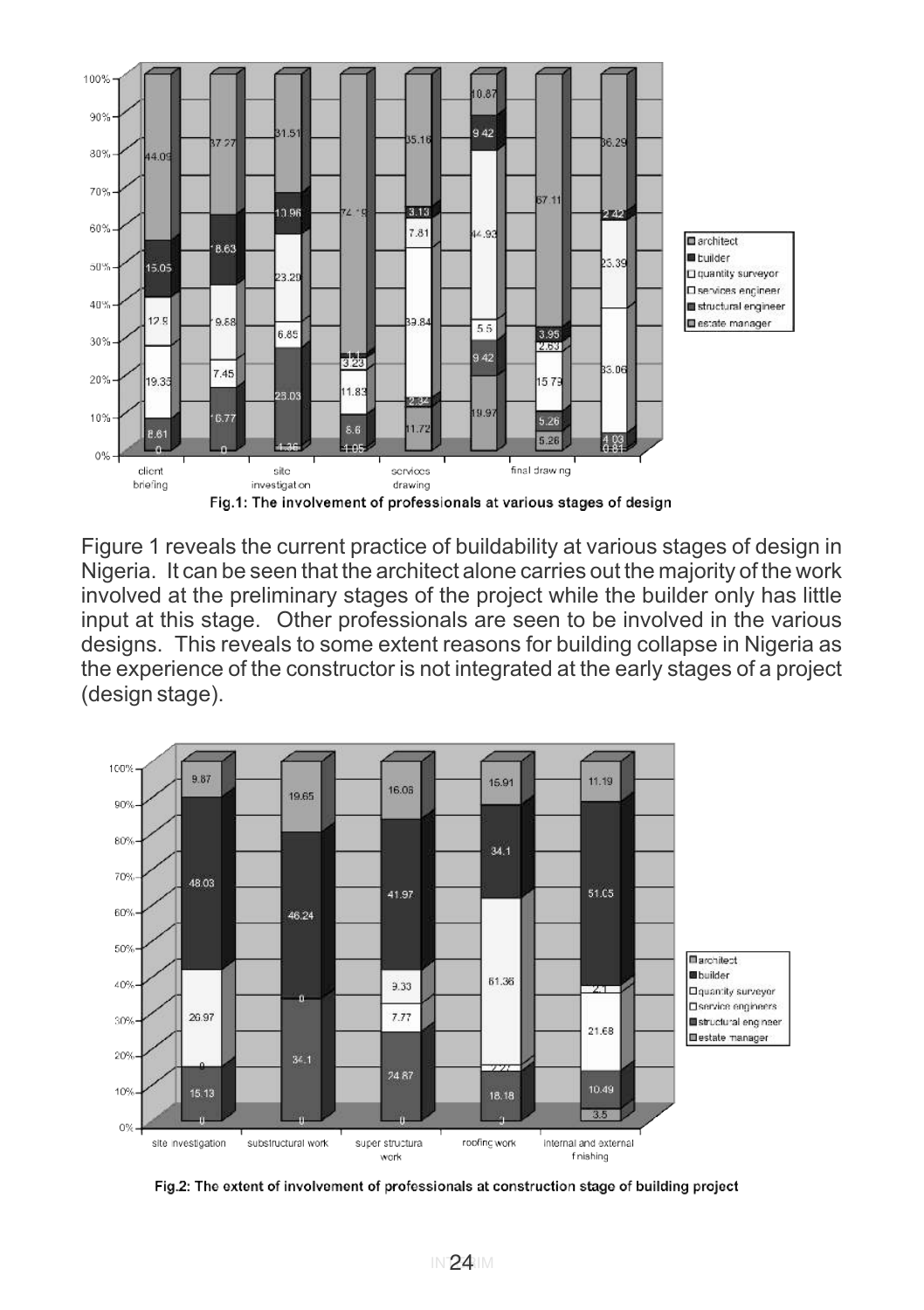Fig.1: The involvement of professionals at various stages of design

Figure 1 reveals the current practice of buildability at various stages of design in Nigeria. It can be seen that the architect alone carries out the majority of the work involved at the preliminary stages of the project while the builder only has little input at this stage. Other professionals are seen to be involved in the various designs. This reveals to some extent reasons for building collapse in Nigeria as the experience of the constructor is not integrated at the early stages of a project (design stage).

Fig.2: The extent of involvement of professionals at construction stage of building project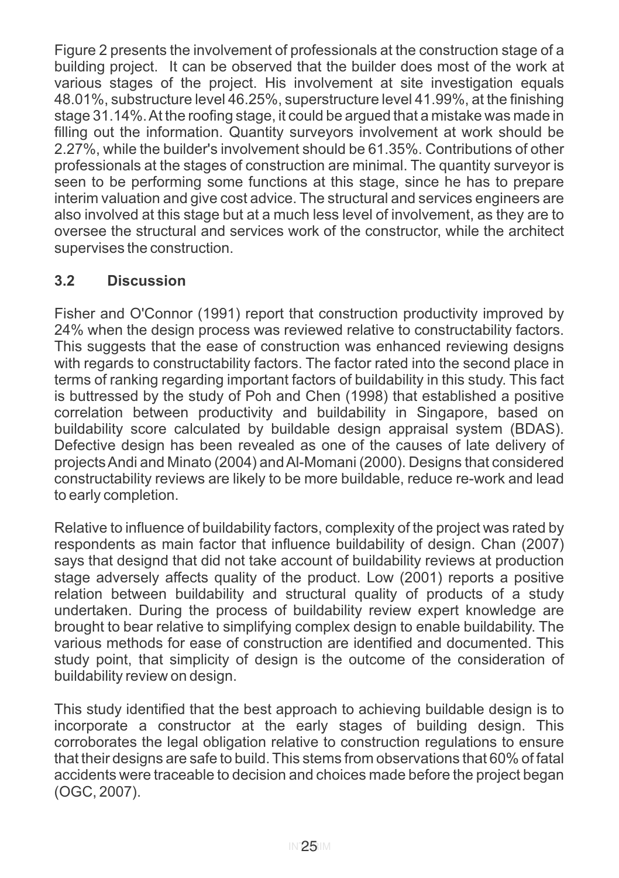Figure 2 presents the involvement of professionals at the construction stage of a building project. It can be observed that the builder does most of the work at various stages of the project. His involvement at site investigation equals 48.01%, substructure level 46.25%, superstructure level 41.99%, at the finishing stage 31.14%. At the roofing stage, it could be argued that a mistake was made in filling out the information. Quantity surveyors involvement at work should be 2.27%, while the builder's involvement should be 61.35%. Contributions of other professionals at the stages of construction are minimal. The quantity surveyor is seen to be performing some functions at this stage, since he has to prepare interim valuation and give cost advice. The structural and services engineers are also involved at this stage but at a much less level of involvement, as they are to oversee the structural and services work of the constructor, while the architect supervises the construction.

### 3.2 Discussion

Fisher and O'Connor (1991) report that construction productivity improved by 24% when the design process was reviewed relative to constructability factors. This suggests that the ease of construction was enhanced reviewing designs with regards to constructability factors. The factor rated into the second place in terms of ranking regarding important factors of buildability in this study. This fact is buttressed by the study of Poh and Chen (1998) that established a positive correlation between productivity and buildability in Singapore, based on buildability score calculated by buildable design appraisal system (BDAS). Defective design has been revealed as one of the causes of late delivery of projects Andi and Minato (2004) and Al-Momani (2000). Designs that considered constructability reviews are likely to be more buildable, reduce re-work and lead to early completion.

Relative to influence of buildability factors, complexity of the project was rated by respondents as main factor that influence buildability of design. Chan (2007) says that designd that did not take account of buildability reviews at production stage adversely affects quality of the product. Low (2001) reports a positive relation between buildability and structural quality of products of a study undertaken. During the process of buildability review expert knowledge are brought to bear relative to simplifying complex design to enable buildability. The various methods for ease of construction are identified and documented. This study point, that simplicity of design is the outcome of the consideration of buildability review on design.

This study identified that the best approach to achieving buildable design is to incorporate a constructor at the early stages of building design. This corroborates the legal obligation relative to construction regulations to ensure that their designs are safe to build. This stems from observations that 60% of fatal accidents were traceable to decision and choices made before the project began (OGC, 2007).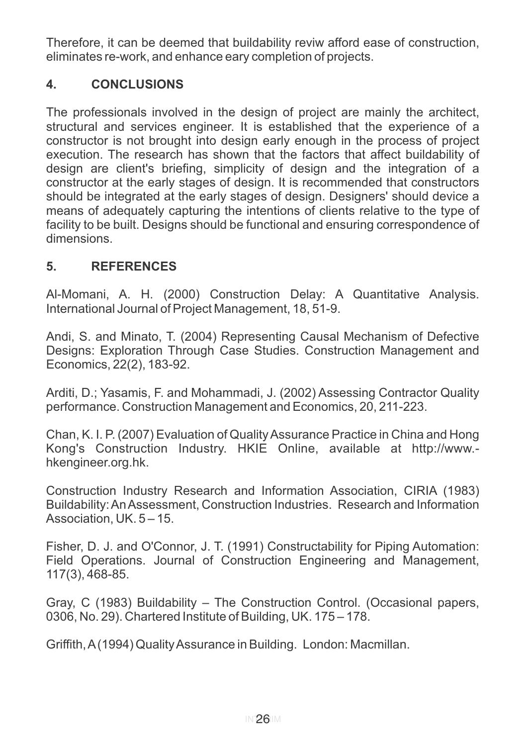Therefore, it can be deemed that buildability reviw afford ease of construction, eliminates re-work, and enhance eary completion of projects.

## 4. CONCLUSIONS

The professionals involved in the design of project are mainly the architect, structural and services engineer. It is established that the experience of a constructor is not brought into design early enough in the process of project execution. The research has shown that the factors that affect buildability of design are client's briefing, simplicity of design and the integration of a constructor at the early stages of design. It is recommended that constructors should be integrated at the early stages of design. Designers' should device a means of adequately capturing the intentions of clients relative to the type of facility to be built. Designs should be functional and ensuring correspondence of dimensions.

## 5. REFERENCES

Al-Momani, A. H. (2000) Construction Delay: A Quantitative Analysis. International Journal of Project Management, 18, 51-9.

Andi, S. and Minato, T. (2004) Representing Causal Mechanism of Defective Designs: Exploration Through Case Studies. Construction Management and Economics, 22(2), 183-92.

Arditi, D.; Yasamis, F. and Mohammadi, J. (2002) Assessing Contractor Quality performance. Construction Management and Economics, 20, 211-223.

Chan, K. I. P. (2007) Evaluation of Quality Assurance Practice in China and Hong Kong's Construction Industry. HKIE Online, available at http://www.-hkengineer.org.hk.

Construction Industry Research and Information Association, CIRIA (1983) Buildability: An Assessment, Construction Industries. Research and Information Association, UK. 5 – 15.

Fisher, D. J. and O'Connor, J. T. (1991) Constructability for Piping Automation: Field Operations. Journal of Construction Engineering and Management, 117(3), 468-85.

Gray, C (1983) Buildability – The Construction Control. (Occasional papers, 0306, No. 29). Chartered Institute of Building, UK. 175 – 178.

Griffith, A (1994) Quality Assurance in Building. London: Macmillan.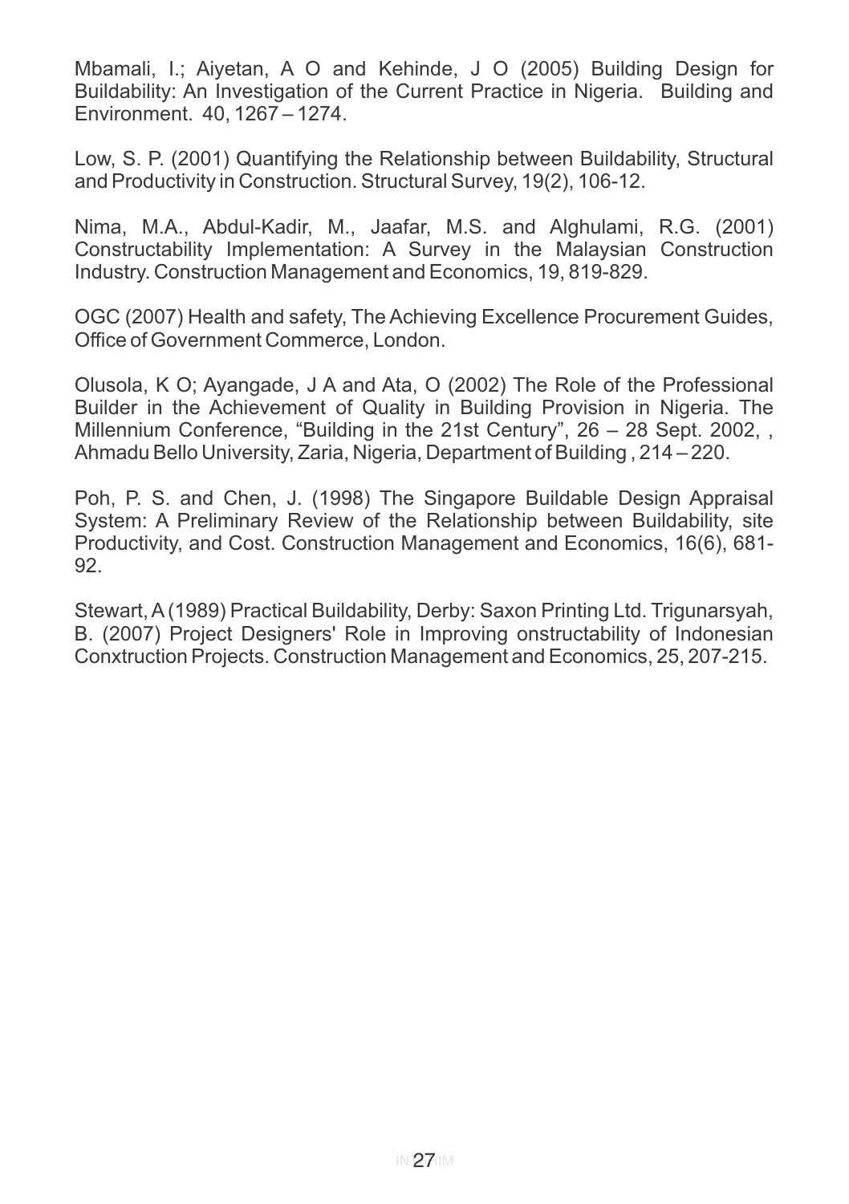Mbamali, I.; Aiyetan, A O and Kehinde, J O (2005) Building Design for Buildability: An Investigation of the Current Practice in Nigeria. Building and Environment. 40, 1267 – 1274.

Low, S. P. (2001) Quantifying the Relationship between Buildability, Structural and Productivity in Construction. Structural Survey, 19(2), 106-12.

Nima, M.A., Abdul-Kadir, M., Jaafar, M.S. and Alghulami, R.G. (2001) Constructability Implementation: A Survey in the Malaysian Construction Industry. Construction Management and Economics, 19, 819-829.

OGC (2007) Health and safety, The Achieving Excellence Procurement Guides, Office of Government Commerce, London.

Olusola, K O; Ayangade, J A and Ata, O (2002) The Role of the Professional Builder in the Achievement of Quality in Building Provision in Nigeria. The Millennium Conference, "Building in the 21st Century", 26 – 28 Sept. 2002, , Ahmadu Bello University, Zaria, Nigeria, Department of Building , 214 – 220.

Poh, P. S. and Chen, J. (1998) The Singapore Buildable Design Appraisal System: A Preliminary Review of the Relationship between Buildability, site Productivity, and Cost. Construction Management and Economics, 16(6), 681-92.

Stewart, A (1989) Practical Buildability, Derby: Saxon Printing Ltd. Trigunarsyah, B. (2007) Project Designers' Role in Improving onstructability of Indonesian Conxtruction Projects. Construction Management and Economics, 25, 207-215.